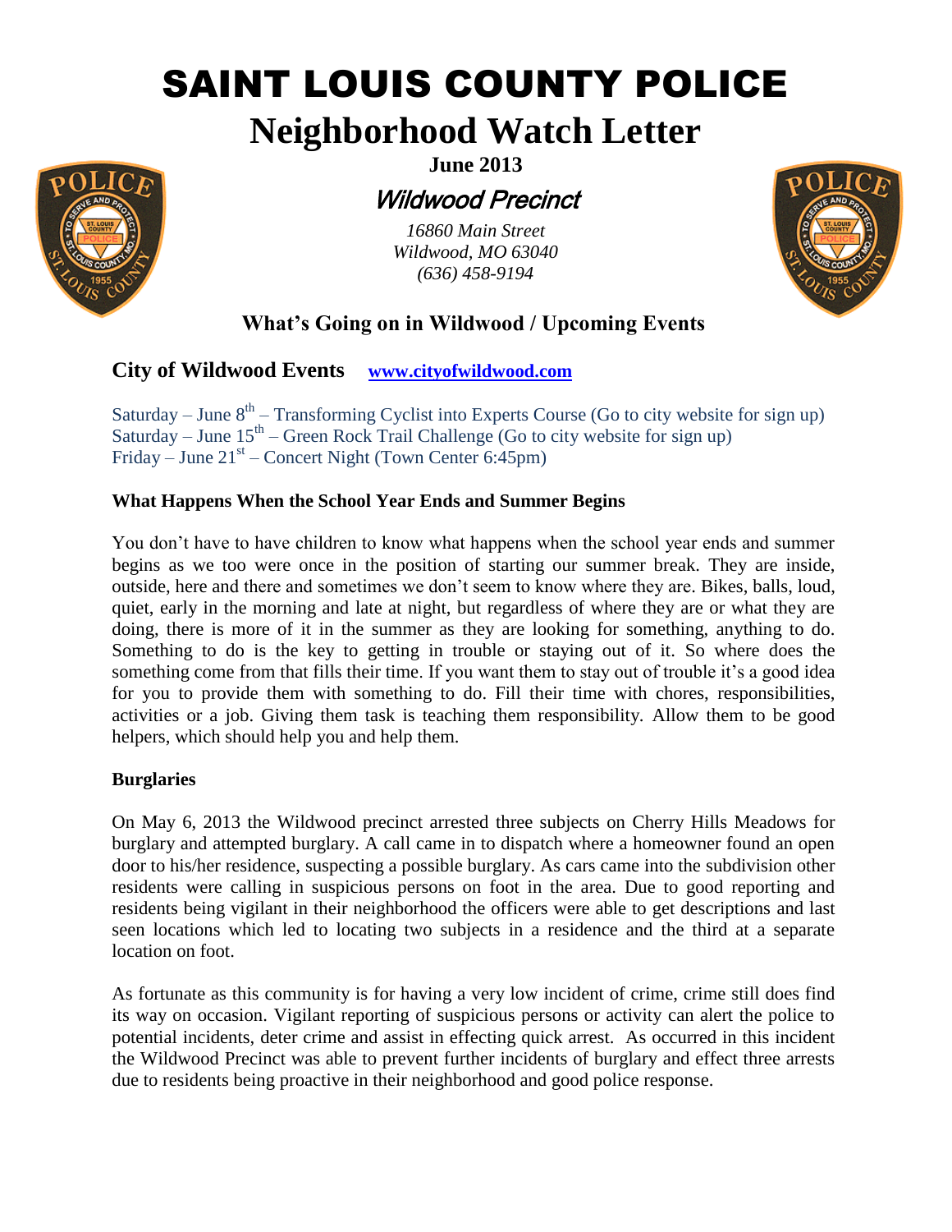# SAINT LOUIS COUNTY POLICE

## Neighborhood Watch Letter

**June 2013**

*Wildwood Precinct*

*16860 Main Street*
*Wildwood, MO 63040*
*(636) 458-9194*

### What's Going on in Wildwood / Upcoming Events

### City of Wildwood Events [www.cityofwildwood.com](www.cityofwildwood.com)

Saturday – June 8th – Transforming Cyclist into Experts Course (Go to city website for sign up)
Saturday – June 15th – Green Rock Trail Challenge (Go to city website for sign up)
Friday – June 21st – Concert Night (Town Center 6:45pm)

**What Happens When the School Year Ends and Summer Begins**

You don't have to have children to know what happens when the school year ends and summer begins as we too were once in the position of starting our summer break. They are inside, outside, here and there and sometimes we don't seem to know where they are. Bikes, balls, loud, quiet, early in the morning and late at night, but regardless of where they are or what they are doing, there is more of it in the summer as they are looking for something, anything to do. Something to do is the key to getting in trouble or staying out of it. So where does the something come from that fills their time. If you want them to stay out of trouble it's a good idea for you to provide them with something to do. Fill their time with chores, responsibilities, activities or a job. Giving them task is teaching them responsibility. Allow them to be good helpers, which should help you and help them.

**Burglaries**

On May 6, 2013 the Wildwood precinct arrested three subjects on Cherry Hills Meadows for burglary and attempted burglary. A call came in to dispatch where a homeowner found an open door to his/her residence, suspecting a possible burglary. As cars came into the subdivision other residents were calling in suspicious persons on foot in the area. Due to good reporting and residents being vigilant in their neighborhood the officers were able to get descriptions and last seen locations which led to locating two subjects in a residence and the third at a separate location on foot.

As fortunate as this community is for having a very low incident of crime, crime still does find its way on occasion. Vigilant reporting of suspicious persons or activity can alert the police to potential incidents, deter crime and assist in effecting quick arrest. As occurred in this incident the Wildwood Precinct was able to prevent further incidents of burglary and effect three arrests due to residents being proactive in their neighborhood and good police response.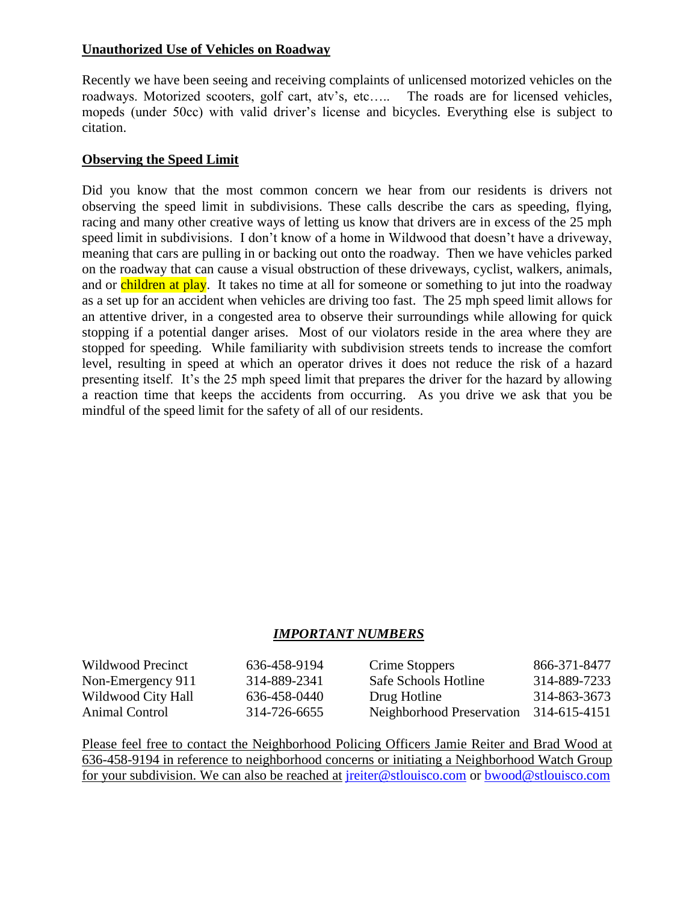**Unauthorized Use of Vehicles on Roadway**

Recently we have been seeing and receiving complaints of unlicensed motorized vehicles on the roadways. Motorized scooters, golf cart, atv's, etc….. The roads are for licensed vehicles, mopeds (under 50cc) with valid driver's license and bicycles. Everything else is subject to citation.

**Observing the Speed Limit**

Did you know that the most common concern we hear from our residents is drivers not observing the speed limit in subdivisions. These calls describe the cars as speeding, flying, racing and many other creative ways of letting us know that drivers are in excess of the 25 mph speed limit in subdivisions. I don't know of a home in Wildwood that doesn't have a driveway, meaning that cars are pulling in or backing out onto the roadway. Then we have vehicles parked on the roadway that can cause a visual obstruction of these driveways, cyclist, walkers, animals, and or children at play. It takes no time at all for someone or something to jut into the roadway as a set up for an accident when vehicles are driving too fast. The 25 mph speed limit allows for an attentive driver, in a congested area to observe their surroundings while allowing for quick stopping if a potential danger arises. Most of our violators reside in the area where they are stopped for speeding. While familiarity with subdivision streets tends to increase the comfort level, resulting in speed at which an operator drives it does not reduce the risk of a hazard presenting itself. It's the 25 mph speed limit that prepares the driver for the hazard by allowing a reaction time that keeps the accidents from occurring. As you drive we ask that you be mindful of the speed limit for the safety of all of our residents.

***IMPORTANT NUMBERS***

| | | | |
|---|---|---|---|
| Wildwood Precinct | 636-458-9194 | Crime Stoppers | 866-371-8477 |
| Non-Emergency 911 | 314-889-2341 | Safe Schools Hotline | 314-889-7233 |
| Wildwood City Hall | 636-458-0440 | Drug Hotline | 314-863-3673 |
| Animal Control | 314-726-6655 | Neighborhood Preservation | 314-615-4151 |

Please feel free to contact the Neighborhood Policing Officers Jamie Reiter and Brad Wood at 636-458-9194 in reference to neighborhood concerns or initiating a Neighborhood Watch Group for your subdivision. We can also be reached at jreiter@stlouisco.com or bwood@stlouisco.com